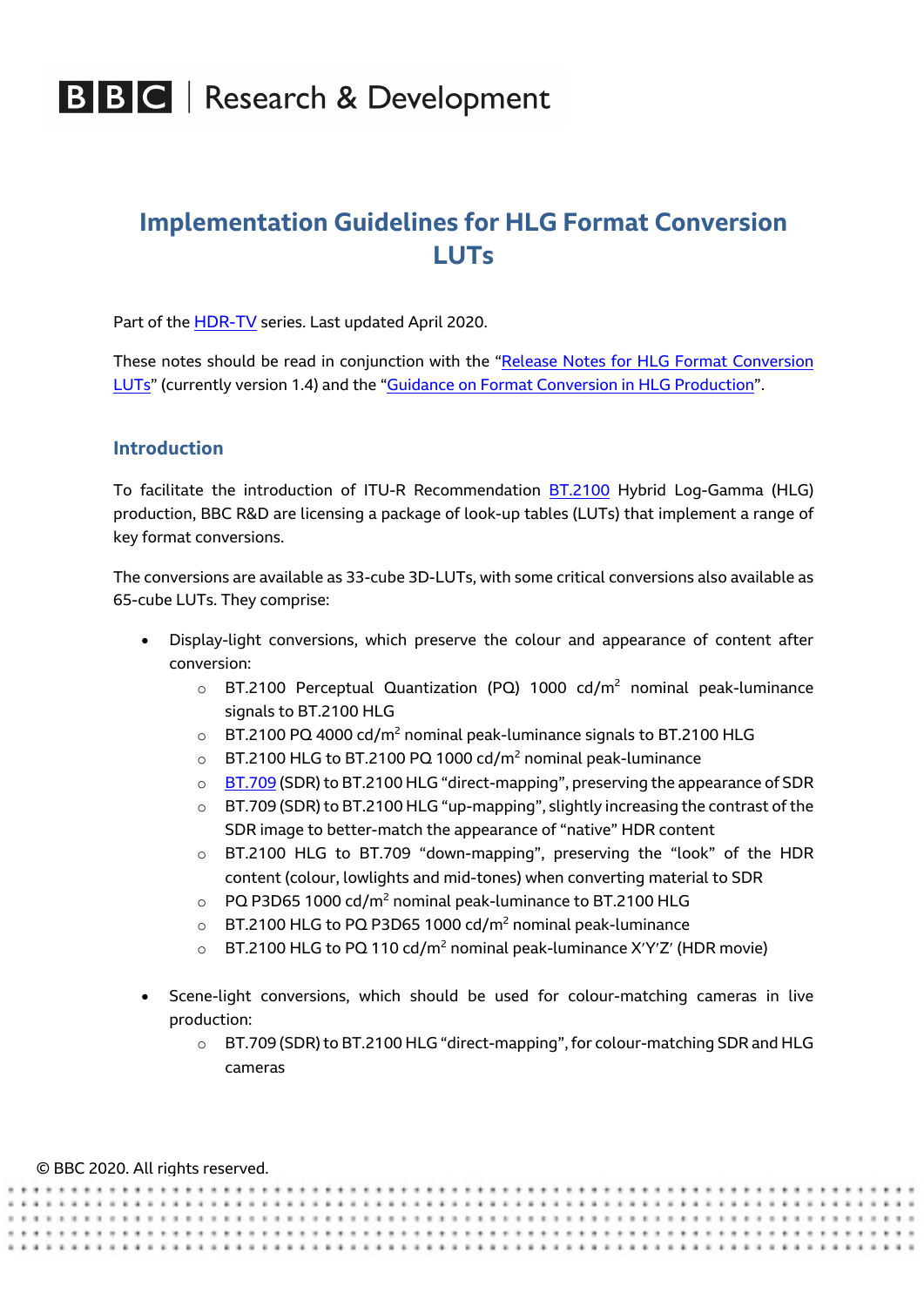# Implementation Guidelines for HLG Format Conversion LUTs

Part of the HDR-TV series. Last updated April 2020.

These notes should be read in conjunction with the "Release Notes for HLG Format Conversion LUTs" (currently version 1.4) and the "Guidance on Format Conversion in HLG Production".

## Introduction

To facilitate the introduction of ITU-R Recommendation BT.2100 Hybrid Log-Gamma (HLG) production, BBC R&D are licensing a package of look-up tables (LUTs) that implement a range of key format conversions.

The conversions are available as 33-cube 3D-LUTs, with some critical conversions also available as 65-cube LUTs. They comprise:

- Display-light conversions, which preserve the colour and appearance of content after conversion:
  - BT.2100 Perceptual Quantization (PQ) 1000 cd/m$^2$ nominal peak-luminance signals to BT.2100 HLG
  - BT.2100 PQ 4000 cd/m$^2$ nominal peak-luminance signals to BT.2100 HLG
  - BT.2100 HLG to BT.2100 PQ 1000 cd/m$^2$ nominal peak-luminance
  - BT.709 (SDR) to BT.2100 HLG "direct-mapping", preserving the appearance of SDR
  - BT.709 (SDR) to BT.2100 HLG "up-mapping", slightly increasing the contrast of the SDR image to better-match the appearance of "native" HDR content
  - BT.2100 HLG to BT.709 "down-mapping", preserving the "look" of the HDR content (colour, lowlights and mid-tones) when converting material to SDR
  - PQ P3D65 1000 cd/m$^2$ nominal peak-luminance to BT.2100 HLG
  - BT.2100 HLG to PQ P3D65 1000 cd/m$^2$ nominal peak-luminance
  - BT.2100 HLG to PQ 110 cd/m$^2$ nominal peak-luminance X'Y'Z' (HDR movie)

- Scene-light conversions, which should be used for colour-matching cameras in live production:
  - BT.709 (SDR) to BT.2100 HLG "direct-mapping", for colour-matching SDR and HLG cameras

© BBC 2020. All rights reserved.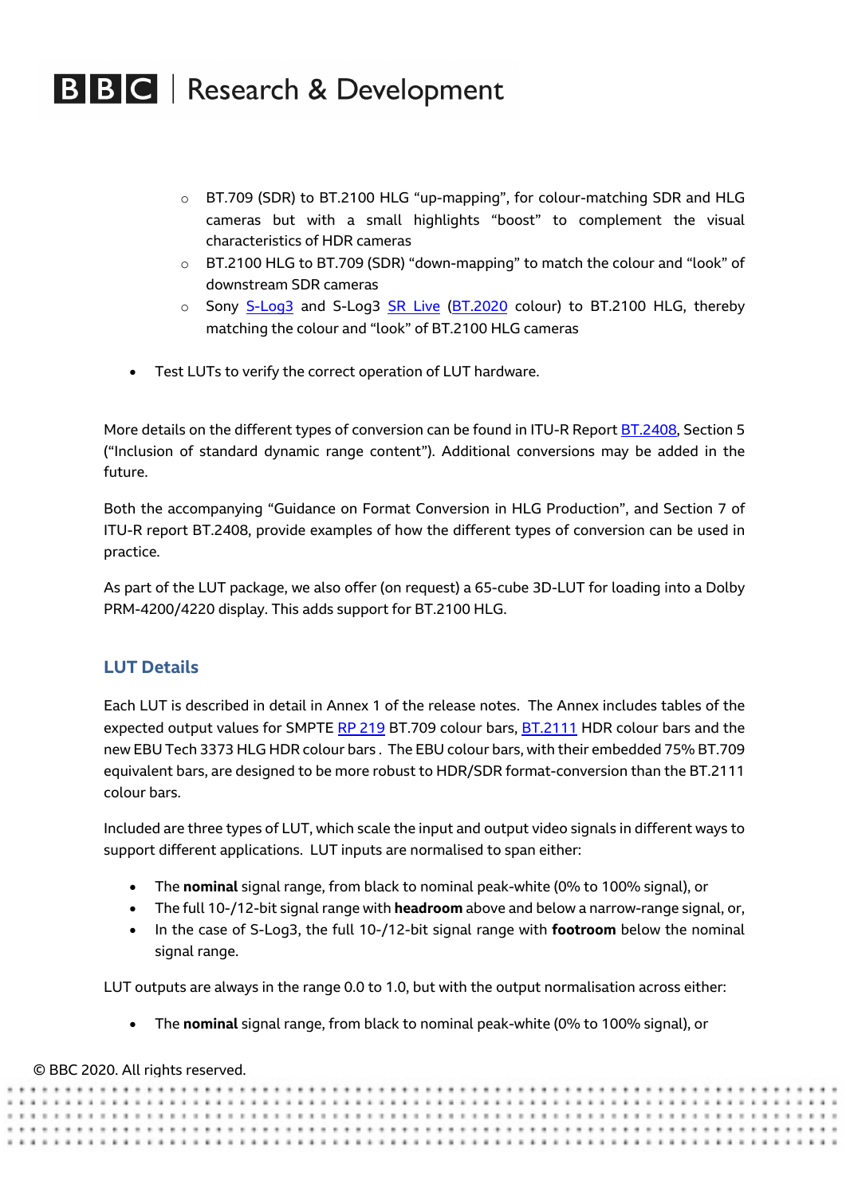- BT.709 (SDR) to BT.2100 HLG “up-mapping”, for colour-matching SDR and HLG cameras but with a small highlights “boost” to complement the visual characteristics of HDR cameras
    - BT.2100 HLG to BT.709 (SDR) “down-mapping” to match the colour and “look” of downstream SDR cameras
    - Sony S-Log3 and S-Log3 SR Live (BT.2020 colour) to BT.2100 HLG, thereby matching the colour and “look” of BT.2100 HLG cameras

- Test LUTs to verify the correct operation of LUT hardware.

More details on the different types of conversion can be found in ITU-R Report BT.2408, Section 5 (“Inclusion of standard dynamic range content”). Additional conversions may be added in the future.

Both the accompanying “Guidance on Format Conversion in HLG Production”, and Section 7 of ITU-R report BT.2408, provide examples of how the different types of conversion can be used in practice.

As part of the LUT package, we also offer (on request) a 65-cube 3D-LUT for loading into a Dolby PRM-4200/4220 display. This adds support for BT.2100 HLG.

## LUT Details

Each LUT is described in detail in Annex 1 of the release notes. The Annex includes tables of the expected output values for SMPTE RP 219 BT.709 colour bars, BT.2111 HDR colour bars and the new EBU Tech 3373 HLG HDR colour bars . The EBU colour bars, with their embedded 75% BT.709 equivalent bars, are designed to be more robust to HDR/SDR format-conversion than the BT.2111 colour bars.

Included are three types of LUT, which scale the input and output video signals in different ways to support different applications. LUT inputs are normalised to span either:

- The **nominal** signal range, from black to nominal peak-white (0% to 100% signal), or
- The full 10-/12-bit signal range with **headroom** above and below a narrow-range signal, or,
- In the case of S-Log3, the full 10-/12-bit signal range with **footroom** below the nominal signal range.

LUT outputs are always in the range 0.0 to 1.0, but with the output normalisation across either:

- The **nominal** signal range, from black to nominal peak-white (0% to 100% signal), or

© BBC 2020. All rights reserved.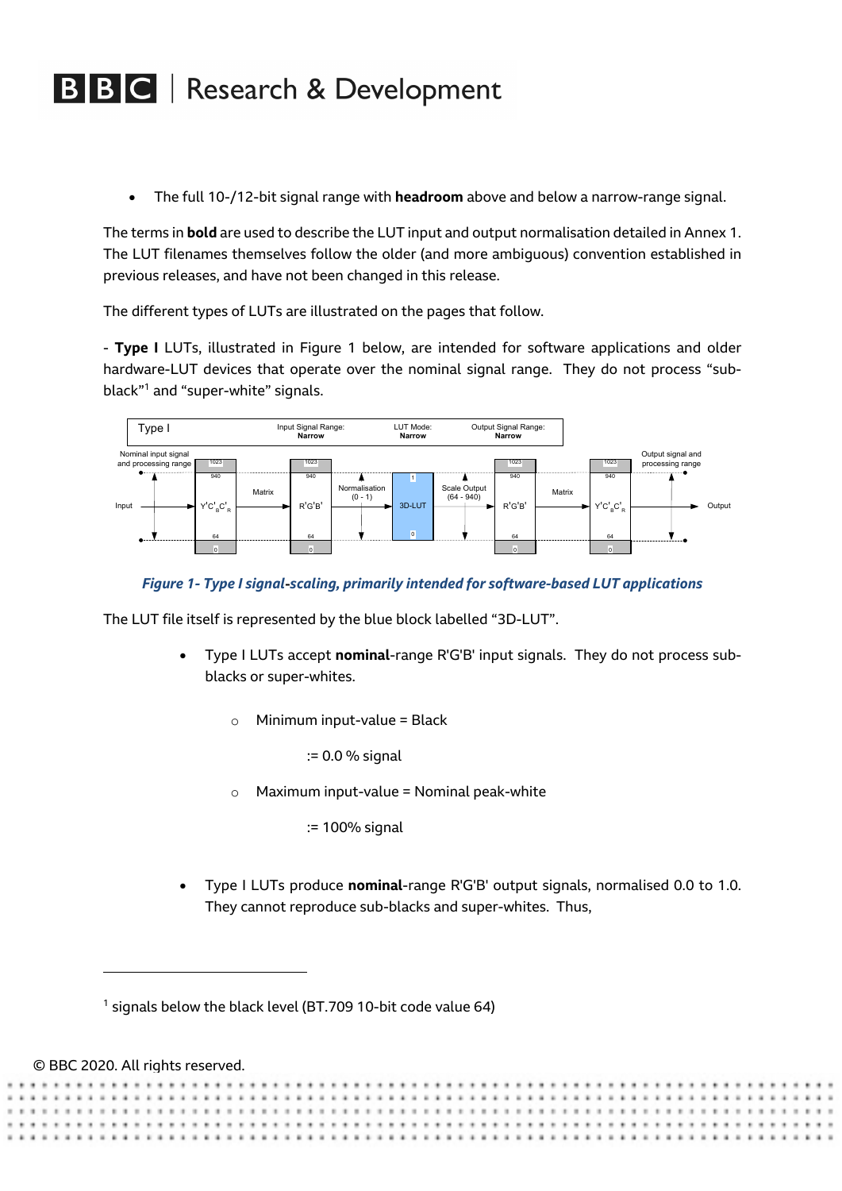- The full 10-/12-bit signal range with **headroom** above and below a narrow-range signal.

The terms in **bold** are used to describe the LUT input and output normalisation detailed in Annex 1. The LUT filenames themselves follow the older (and more ambiguous) convention established in previous releases, and have not been changed in this release.

The different types of LUTs are illustrated on the pages that follow.

- **Type I** LUTs, illustrated in Figure 1 below, are intended for software applications and older hardware-LUT devices that operate over the nominal signal range. They do not process "sub-black"[1] and "super-white" signals.

*Figure 1- Type I signal-scaling, primarily intended for software-based LUT applications*

The LUT file itself is represented by the blue block labelled "3D-LUT".

- Type I LUTs accept **nominal**-range R'G'B' input signals. They do not process sub-blacks or super-whites.
  - Minimum input-value = Black

    := 0.0 % signal
  - Maximum input-value = Nominal peak-white

    := 100% signal

- Type I LUTs produce **nominal**-range R'G'B' output signals, normalised 0.0 to 1.0. They cannot reproduce sub-blacks and super-whites. Thus,

[1] signals below the black level (BT.709 10-bit code value 64)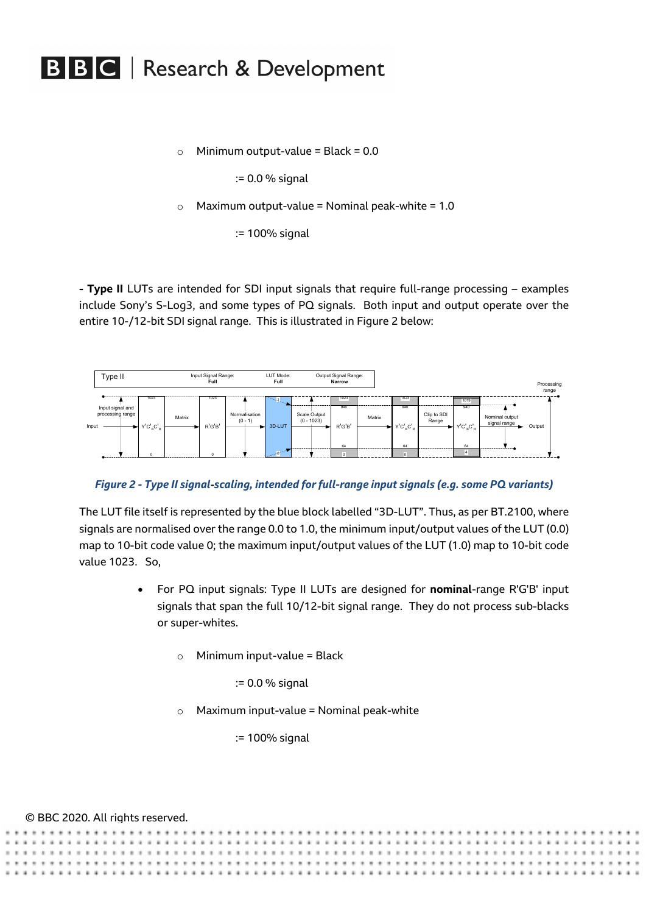- Minimum output-value = Black = 0.0

  := 0.0 % signal

- Maximum output-value = Nominal peak-white = 1.0

  := 100% signal

**- Type II** LUTs are intended for SDI input signals that require full-range processing – examples include Sony's S-Log3, and some types of PQ signals. Both input and output operate over the entire 10-/12-bit SDI signal range. This is illustrated in Figure 2 below:

*Figure 2 - Type II signal-scaling, intended for full-range input signals (e.g. some PQ variants)*

The LUT file itself is represented by the blue block labelled "3D-LUT". Thus, as per BT.2100, where signals are normalised over the range 0.0 to 1.0, the minimum input/output values of the LUT (0.0) map to 10-bit code value 0; the maximum input/output values of the LUT (1.0) map to 10-bit code value 1023. So,

- For PQ input signals: Type II LUTs are designed for **nominal**-range R'G'B' input signals that span the full 10/12-bit signal range. They do not process sub-blacks or super-whites.
  - Minimum input-value = Black

    := 0.0 % signal

  - Maximum input-value = Nominal peak-white

    := 100% signal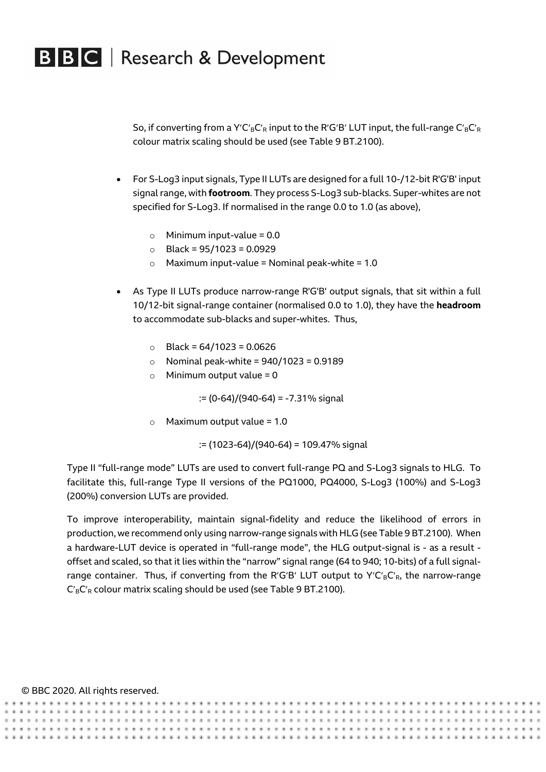So, if converting from a $Y'C'_BC'_R$ input to the R′G′B′ LUT input, the full-range $C'_BC'_R$ colour matrix scaling should be used (see Table 9 BT.2100).

- For S-Log3 input signals, Type II LUTs are designed for a full 10-/12-bit R'G'B' input signal range, with **footroom**. They process S-Log3 sub-blacks. Super-whites are not specified for S-Log3. If normalised in the range 0.0 to 1.0 (as above),
  - Minimum input-value = 0.0
  - Black = 95/1023 = 0.0929
  - Maximum input-value = Nominal peak-white = 1.0
- As Type II LUTs produce narrow-range R'G'B' output signals, that sit within a full 10/12-bit signal-range container (normalised 0.0 to 1.0), they have the **headroom** to accommodate sub-blacks and super-whites. Thus,
  - Black = 64/1023 = 0.0626
  - Nominal peak-white = 940/1023 = 0.9189
  - Minimum output value = 0

    := (0-64)/(940-64) = -7.31% signal

  - Maximum output value = 1.0

    := (1023-64)/(940-64) = 109.47% signal

Type II "full-range mode" LUTs are used to convert full-range PQ and S-Log3 signals to HLG. To facilitate this, full-range Type II versions of the PQ1000, PQ4000, S-Log3 (100%) and S-Log3 (200%) conversion LUTs are provided.

To improve interoperability, maintain signal-fidelity and reduce the likelihood of errors in production, we recommend only using narrow-range signals with HLG (see Table 9 BT.2100). When a hardware-LUT device is operated in "full-range mode", the HLG output-signal is - as a result - offset and scaled, so that it lies within the "narrow" signal range (64 to 940; 10-bits) of a full signal-range container. Thus, if converting from the R′G′B′ LUT output to $Y'C'_BC'_R$, the narrow-range $C'_BC'_R$ colour matrix scaling should be used (see Table 9 BT.2100).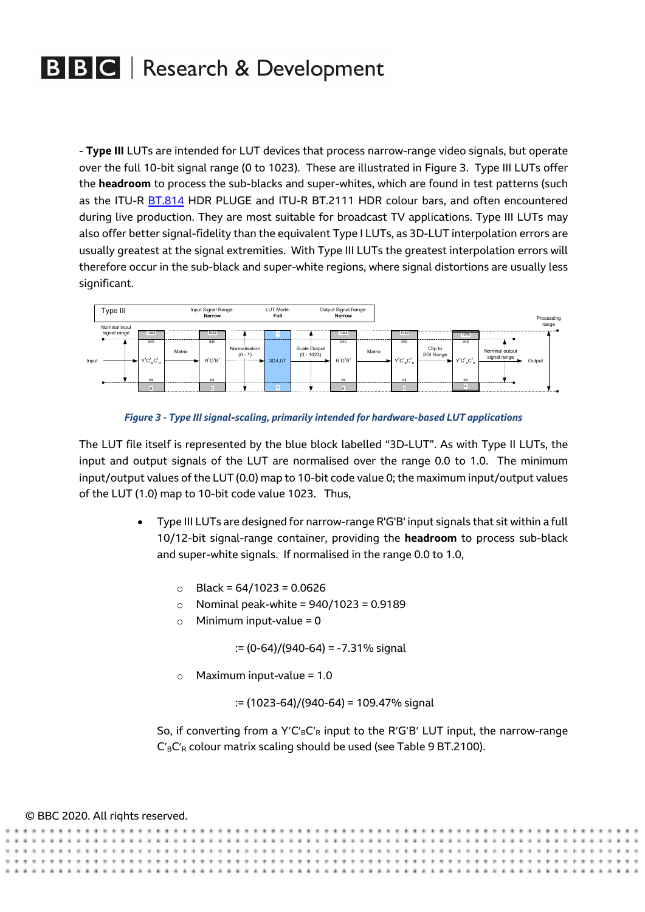- **Type III** LUTs are intended for LUT devices that process narrow-range video signals, but operate over the full 10-bit signal range (0 to 1023). These are illustrated in Figure 3. Type III LUTs offer the **headroom** to process the sub-blacks and super-whites, which are found in test patterns (such as the ITU-R [BT.814](BT.814) HDR PLUGE and ITU-R BT.2111 HDR colour bars, and often encountered during live production. They are most suitable for broadcast TV applications. Type III LUTs may also offer better signal-fidelity than the equivalent Type I LUTs, as 3D-LUT interpolation errors are usually greatest at the signal extremities. With Type III LUTs the greatest interpolation errors will therefore occur in the sub-black and super-white regions, where signal distortions are usually less significant.

*Figure 3 - Type III signal-scaling, primarily intended for hardware-based LUT applications*

The LUT file itself is represented by the blue block labelled "3D-LUT". As with Type II LUTs, the input and output signals of the LUT are normalised over the range 0.0 to 1.0. The minimum input/output values of the LUT (0.0) map to 10-bit code value 0; the maximum input/output values of the LUT (1.0) map to 10-bit code value 1023. Thus,

- Type III LUTs are designed for narrow-range R'G'B' input signals that sit within a full 10/12-bit signal-range container, providing the **headroom** to process sub-black and super-white signals. If normalised in the range 0.0 to 1.0,
  - Black = 64/1023 = 0.0626
  - Nominal peak-white = 940/1023 = 0.9189
  - Minimum input-value = 0

    := (0-64)/(940-64) = -7.31% signal
  - Maximum input-value = 1.0

    := (1023-64)/(940-64) = 109.47% signal

  So, if converting from a $Y'C'_BC'_R$ input to the R′G′B′ LUT input, the narrow-range $C'_BC'_R$ colour matrix scaling should be used (see Table 9 BT.2100).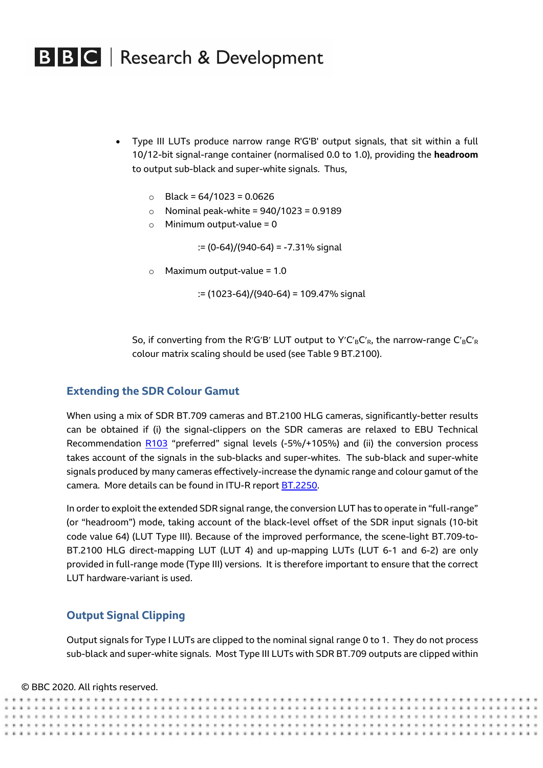- Type III LUTs produce narrow range R'G'B' output signals, that sit within a full 10/12-bit signal-range container (normalised 0.0 to 1.0), providing the **headroom** to output sub-black and super-white signals. Thus,
  - Black = 64/1023 = 0.0626
  - Nominal peak-white = 940/1023 = 0.9189
  - Minimum output-value = 0

    := (0-64)/(940-64) = -7.31% signal

  - Maximum output-value = 1.0

    := (1023-64)/(940-64) = 109.47% signal

  So, if converting from the R′G′B′ LUT output to $Y'C'_BC'_R$, the narrow-range $C'_BC'_R$ colour matrix scaling should be used (see Table 9 BT.2100).

## Extending the SDR Colour Gamut

When using a mix of SDR BT.709 cameras and BT.2100 HLG cameras, significantly-better results can be obtained if (i) the signal-clippers on the SDR cameras are relaxed to EBU Technical Recommendation R103 "preferred" signal levels (-5%/+105%) and (ii) the conversion process takes account of the signals in the sub-blacks and super-whites. The sub-black and super-white signals produced by many cameras effectively-increase the dynamic range and colour gamut of the camera. More details can be found in ITU-R report BT.2250.

In order to exploit the extended SDR signal range, the conversion LUT has to operate in "full-range" (or "headroom") mode, taking account of the black-level offset of the SDR input signals (10-bit code value 64) (LUT Type III). Because of the improved performance, the scene-light BT.709-to-BT.2100 HLG direct-mapping LUT (LUT 4) and up-mapping LUTs (LUT 6-1 and 6-2) are only provided in full-range mode (Type III) versions. It is therefore important to ensure that the correct LUT hardware-variant is used.

## Output Signal Clipping

Output signals for Type I LUTs are clipped to the nominal signal range 0 to 1. They do not process sub-black and super-white signals. Most Type III LUTs with SDR BT.709 outputs are clipped within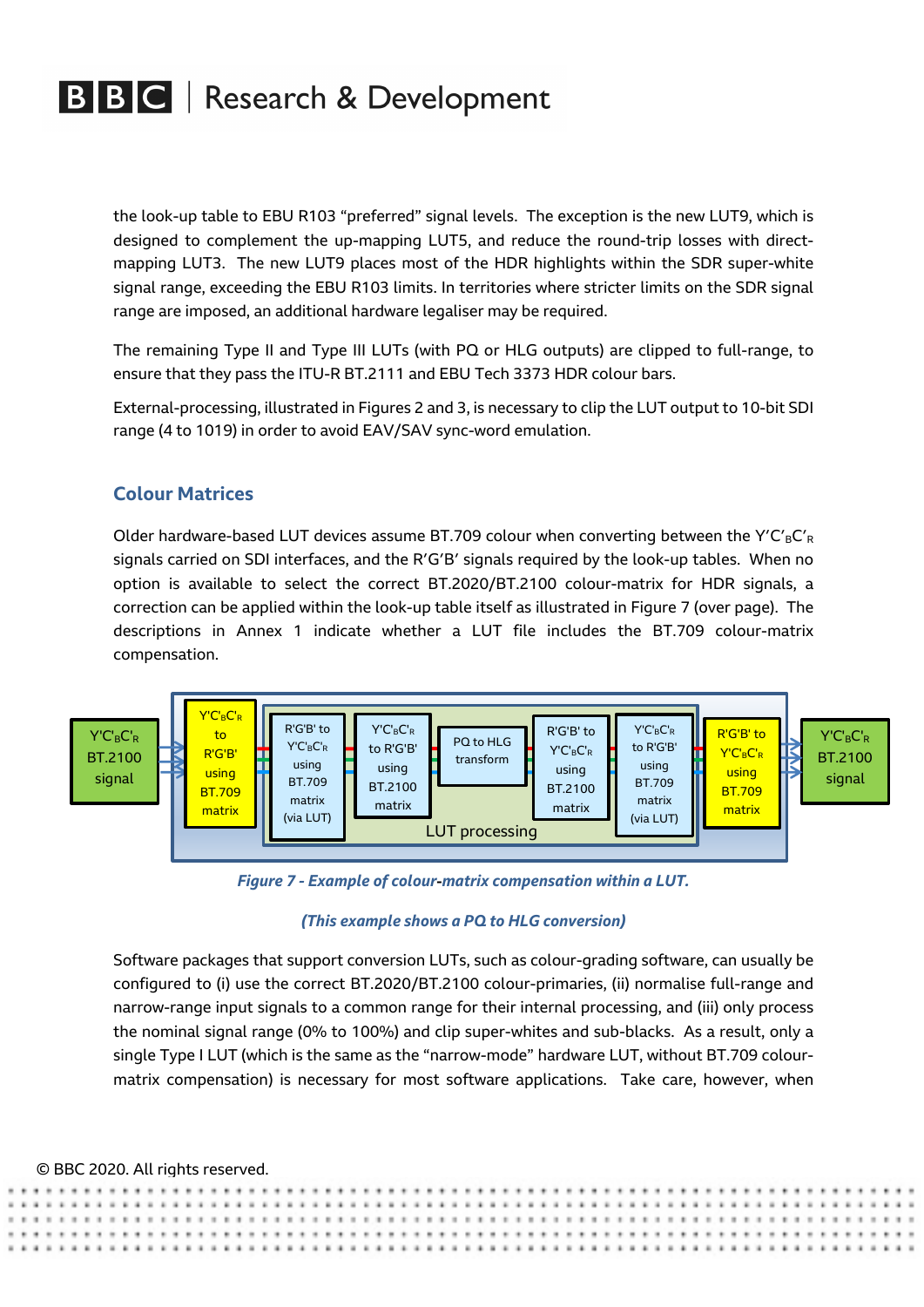the look-up table to EBU R103 "preferred" signal levels. The exception is the new LUT9, which is designed to complement the up-mapping LUT5, and reduce the round-trip losses with direct-mapping LUT3. The new LUT9 places most of the HDR highlights within the SDR super-white signal range, exceeding the EBU R103 limits. In territories where stricter limits on the SDR signal range are imposed, an additional hardware legaliser may be required.

The remaining Type II and Type III LUTs (with PQ or HLG outputs) are clipped to full-range, to ensure that they pass the ITU-R BT.2111 and EBU Tech 3373 HDR colour bars.

External-processing, illustrated in Figures 2 and 3, is necessary to clip the LUT output to 10-bit SDI range (4 to 1019) in order to avoid EAV/SAV sync-word emulation.

## Colour Matrices

Older hardware-based LUT devices assume BT.709 colour when converting between the $Y'C'_BC'_R$ signals carried on SDI interfaces, and the R'G'B' signals required by the look-up tables. When no option is available to select the correct BT.2020/BT.2100 colour-matrix for HDR signals, a correction can be applied within the look-up table itself as illustrated in Figure 7 (over page). The descriptions in Annex 1 indicate whether a LUT file includes the BT.709 colour-matrix compensation.

*Figure 7 - Example of colour-matrix compensation within a LUT.*

*(This example shows a PQ to HLG conversion)*

Software packages that support conversion LUTs, such as colour-grading software, can usually be configured to (i) use the correct BT.2020/BT.2100 colour-primaries, (ii) normalise full-range and narrow-range input signals to a common range for their internal processing, and (iii) only process the nominal signal range (0% to 100%) and clip super-whites and sub-blacks. As a result, only a single Type I LUT (which is the same as the "narrow-mode" hardware LUT, without BT.709 colour-matrix compensation) is necessary for most software applications. Take care, however, when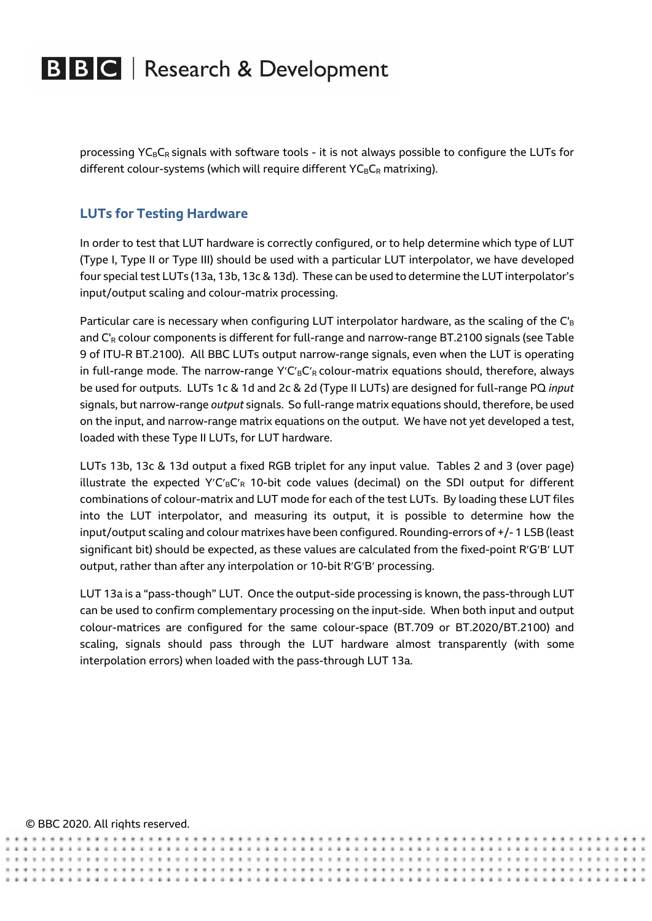processing $YC_BC_R$ signals with software tools - it is not always possible to configure the LUTs for different colour-systems (which will require different $YC_BC_R$ matrixing).

## LUTs for Testing Hardware

In order to test that LUT hardware is correctly configured, or to help determine which type of LUT (Type I, Type II or Type III) should be used with a particular LUT interpolator, we have developed four special test LUTs (13a, 13b, 13c & 13d). These can be used to determine the LUT interpolator's input/output scaling and colour-matrix processing.

Particular care is necessary when configuring LUT interpolator hardware, as the scaling of the $C'_B$ and $C'_R$ colour components is different for full-range and narrow-range BT.2100 signals (see Table 9 of ITU-R BT.2100). All BBC LUTs output narrow-range signals, even when the LUT is operating in full-range mode. The narrow-range $Y'C'_BC'_R$ colour-matrix equations should, therefore, always be used for outputs. LUTs 1c & 1d and 2c & 2d (Type II LUTs) are designed for full-range PQ *input* signals, but narrow-range *output* signals. So full-range matrix equations should, therefore, be used on the input, and narrow-range matrix equations on the output. We have not yet developed a test, loaded with these Type II LUTs, for LUT hardware.

LUTs 13b, 13c & 13d output a fixed RGB triplet for any input value. Tables 2 and 3 (over page) illustrate the expected $Y'C'_BC'_R$ 10-bit code values (decimal) on the SDI output for different combinations of colour-matrix and LUT mode for each of the test LUTs. By loading these LUT files into the LUT interpolator, and measuring its output, it is possible to determine how the input/output scaling and colour matrixes have been configured. Rounding-errors of +/- 1 LSB (least significant bit) should be expected, as these values are calculated from the fixed-point R′G′B′ LUT output, rather than after any interpolation or 10-bit R′G′B′ processing.

LUT 13a is a "pass-though" LUT. Once the output-side processing is known, the pass-through LUT can be used to confirm complementary processing on the input-side. When both input and output colour-matrices are configured for the same colour-space (BT.709 or BT.2020/BT.2100) and scaling, signals should pass through the LUT hardware almost transparently (with some interpolation errors) when loaded with the pass-through LUT 13a.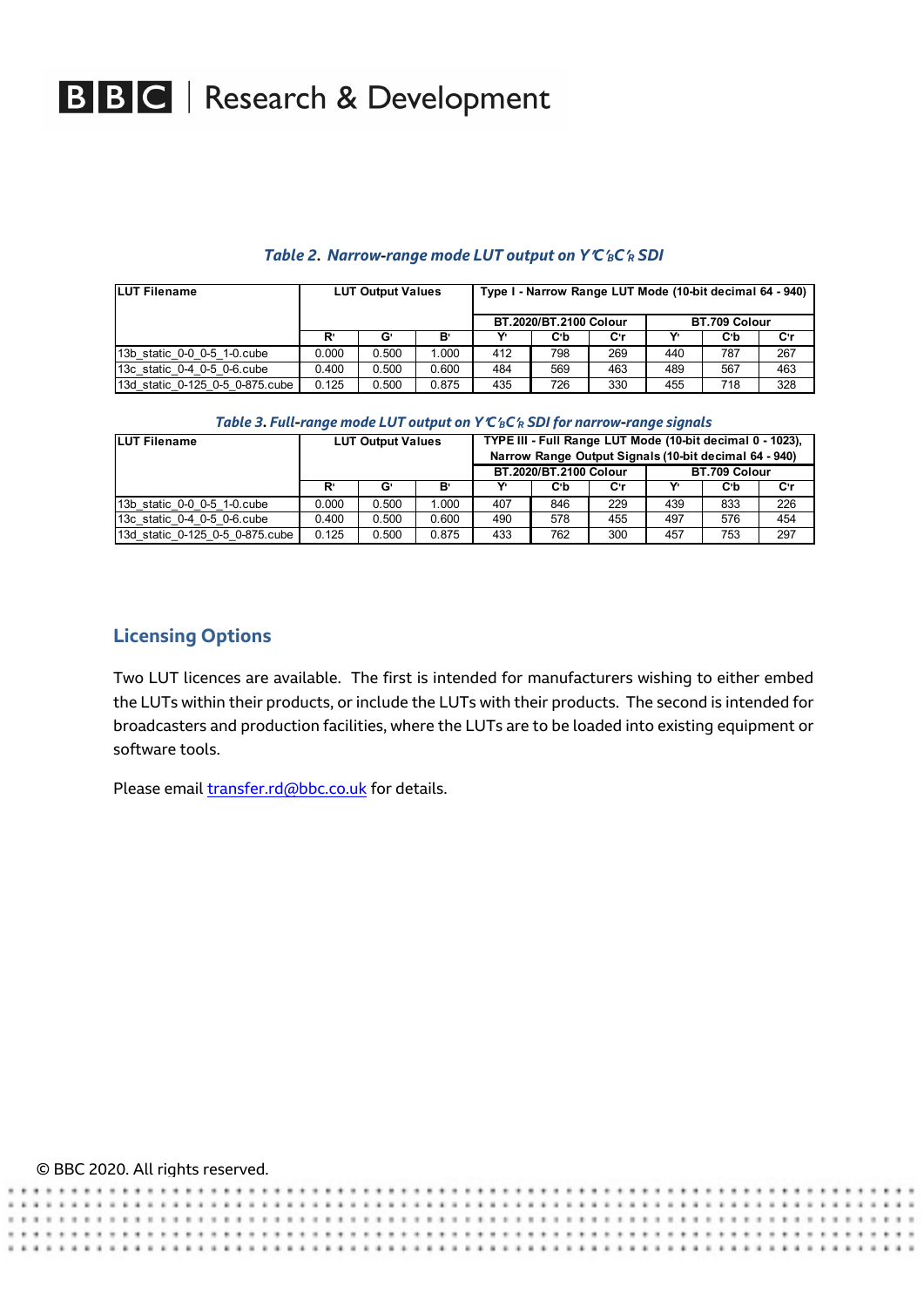*Table 2. Narrow-range mode LUT output on Y'C'BC'R SDI*

| LUT Filename | LUT Output Values | | | Type I - Narrow Range LUT Mode (10-bit decimal 64 - 940) | | | | | |
|---|---|---|---|---|---|---|---|---|---|
| | | | | BT.2020/BT.2100 Colour | | | BT.709 Colour | | |
| | R' | G' | B' | Y' | C'b | C'r | Y' | C'b | C'r |
| 13b_static_0-0_0-5_1-0.cube | 0.000 | 0.500 | 1.000 | 412 | 798 | 269 | 440 | 787 | 267 |
| 13c_static_0-4_0-5_0-6.cube | 0.400 | 0.500 | 0.600 | 484 | 569 | 463 | 489 | 567 | 463 |
| 13d_static_0-125_0-5_0-875.cube | 0.125 | 0.500 | 0.875 | 435 | 726 | 330 | 455 | 718 | 328 |

*Table 3. Full-range mode LUT output on Y'C'BC'R SDI for narrow-range signals*

| LUT Filename | LUT Output Values | | | TYPE III - Full Range LUT Mode (10-bit decimal 0 - 1023), Narrow Range Output Signals (10-bit decimal 64 - 940) | | | | | |
|---|---|---|---|---|---|---|---|---|---|
| | | | | BT.2020/BT.2100 Colour | | | BT.709 Colour | | |
| | R' | G' | B' | Y' | C'b | C'r | Y' | C'b | C'r |
| 13b_static_0-0_0-5_1-0.cube | 0.000 | 0.500 | 1.000 | 407 | 846 | 229 | 439 | 833 | 226 |
| 13c_static_0-4_0-5_0-6.cube | 0.400 | 0.500 | 0.600 | 490 | 578 | 455 | 497 | 576 | 454 |
| 13d_static_0-125_0-5_0-875.cube | 0.125 | 0.500 | 0.875 | 433 | 762 | 300 | 457 | 753 | 297 |

## Licensing Options

Two LUT licences are available. The first is intended for manufacturers wishing to either embed the LUTs within their products, or include the LUTs with their products. The second is intended for broadcasters and production facilities, where the LUTs are to be loaded into existing equipment or software tools.

Please email transfer.rd@bbc.co.uk for details.

© BBC 2020. All rights reserved.